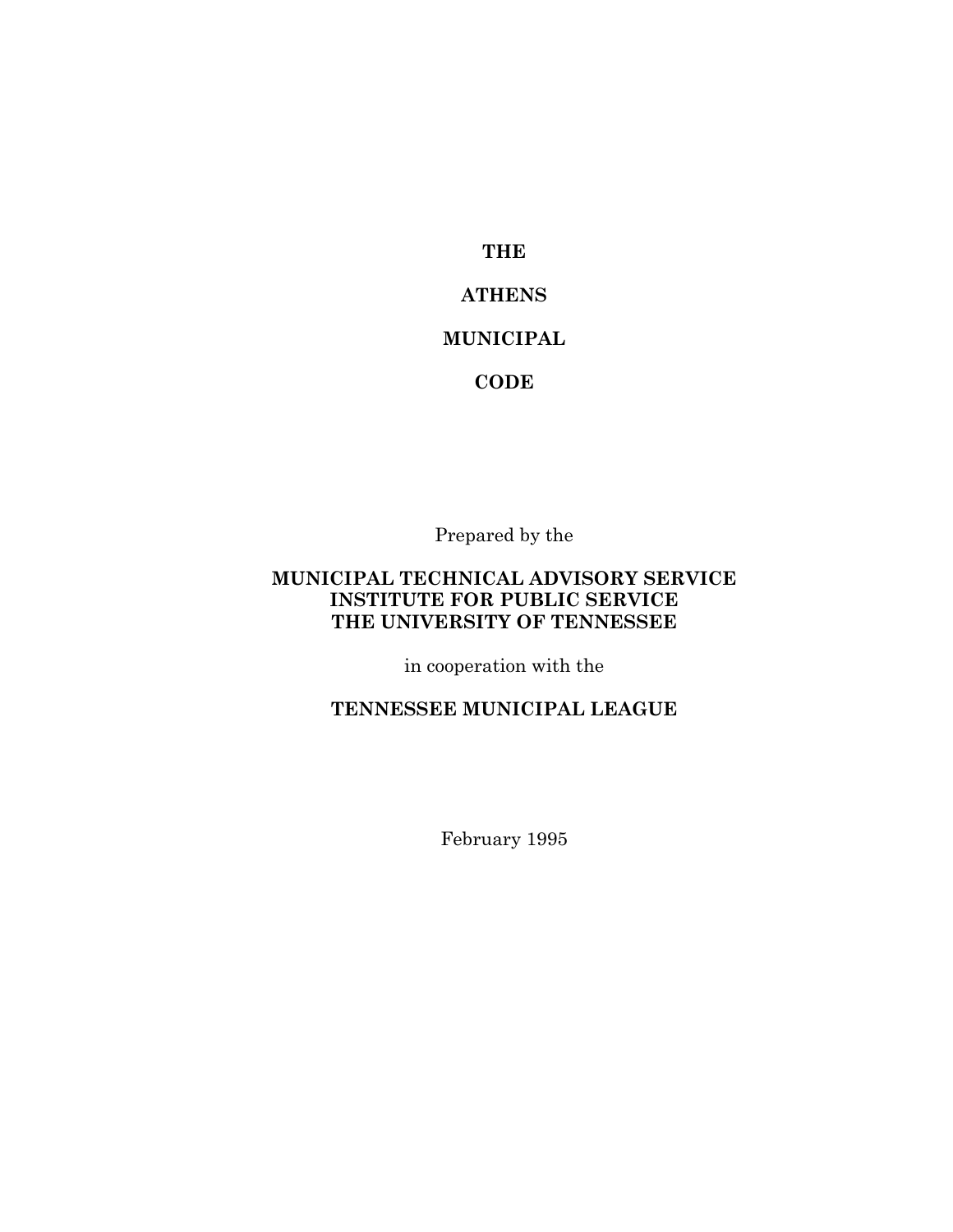# THE

# ATHENS

# MUNICIPAL

# CODE

Prepared by the

**MUNICIPAL TECHNICAL ADVISORY SERVICE**
**INSTITUTE FOR PUBLIC SERVICE**
**THE UNIVERSITY OF TENNESSEE**

in cooperation with the

**TENNESSEE MUNICIPAL LEAGUE**

February 1995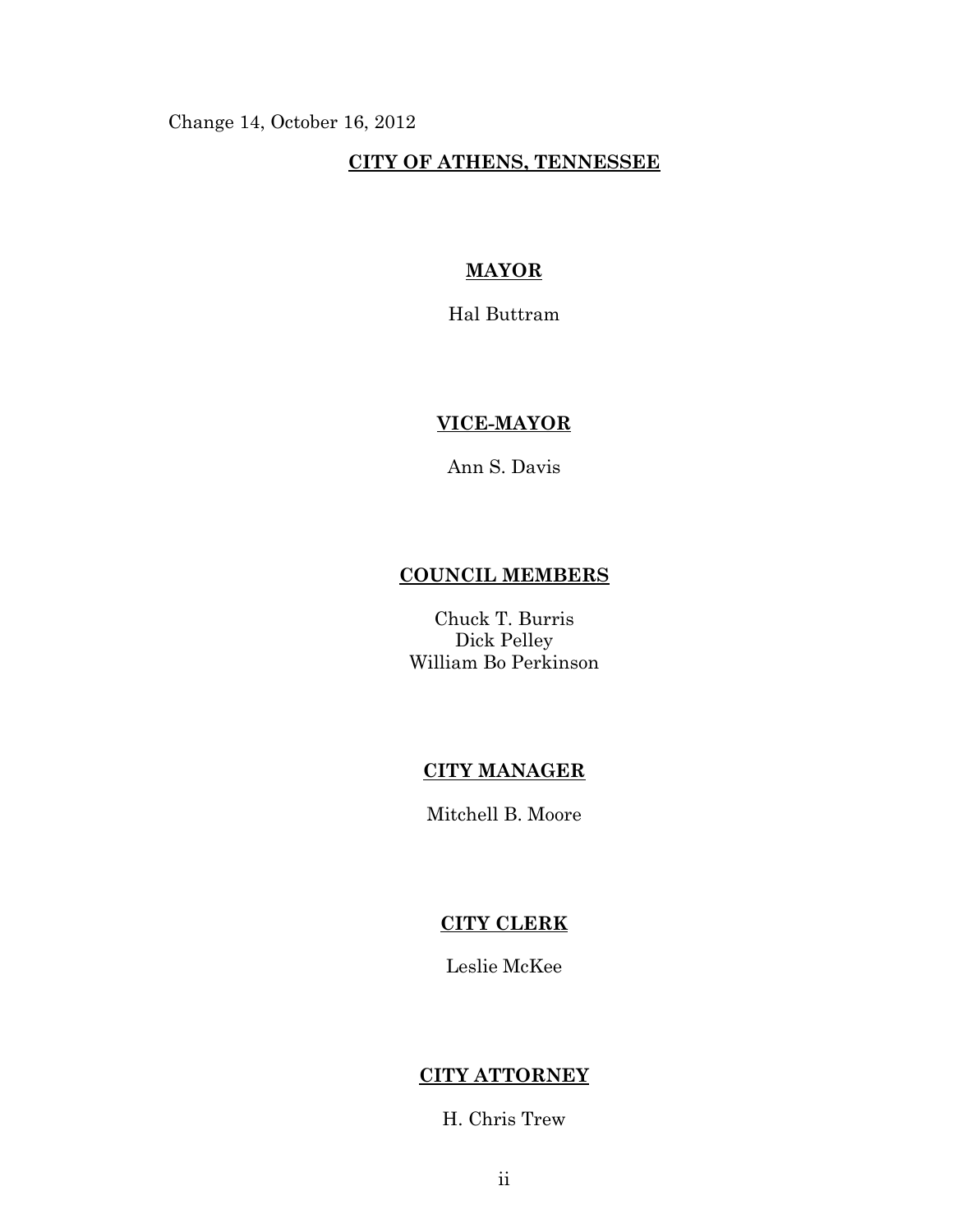Change 14, October 16, 2012

**CITY OF ATHENS, TENNESSEE**

**MAYOR**

Hal Buttram

**VICE-MAYOR**

Ann S. Davis

**COUNCIL MEMBERS**

Chuck T. Burris
Dick Pelley
William Bo Perkinson

**CITY MANAGER**

Mitchell B. Moore

**CITY CLERK**

Leslie McKee

**CITY ATTORNEY**

H. Chris Trew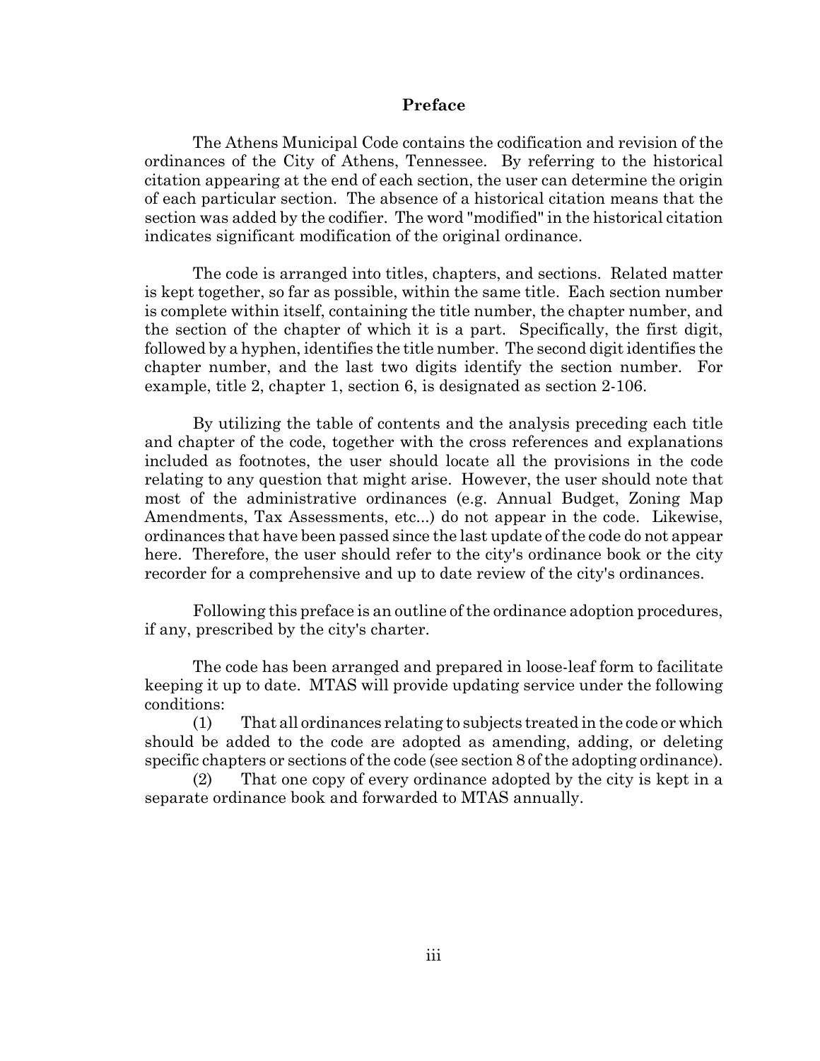# Preface

The Athens Municipal Code contains the codification and revision of the ordinances of the City of Athens, Tennessee. By referring to the historical citation appearing at the end of each section, the user can determine the origin of each particular section. The absence of a historical citation means that the section was added by the codifier. The word "modified" in the historical citation indicates significant modification of the original ordinance.

The code is arranged into titles, chapters, and sections. Related matter is kept together, so far as possible, within the same title. Each section number is complete within itself, containing the title number, the chapter number, and the section of the chapter of which it is a part. Specifically, the first digit, followed by a hyphen, identifies the title number. The second digit identifies the chapter number, and the last two digits identify the section number. For example, title 2, chapter 1, section 6, is designated as section 2-106.

By utilizing the table of contents and the analysis preceding each title and chapter of the code, together with the cross references and explanations included as footnotes, the user should locate all the provisions in the code relating to any question that might arise. However, the user should note that most of the administrative ordinances (e.g. Annual Budget, Zoning Map Amendments, Tax Assessments, etc...) do not appear in the code. Likewise, ordinances that have been passed since the last update of the code do not appear here. Therefore, the user should refer to the city's ordinance book or the city recorder for a comprehensive and up to date review of the city's ordinances.

Following this preface is an outline of the ordinance adoption procedures, if any, prescribed by the city's charter.

The code has been arranged and prepared in loose-leaf form to facilitate keeping it up to date. MTAS will provide updating service under the following conditions:

(1) That all ordinances relating to subjects treated in the code or which should be added to the code are adopted as amending, adding, or deleting specific chapters or sections of the code (see section 8 of the adopting ordinance).

(2) That one copy of every ordinance adopted by the city is kept in a separate ordinance book and forwarded to MTAS annually.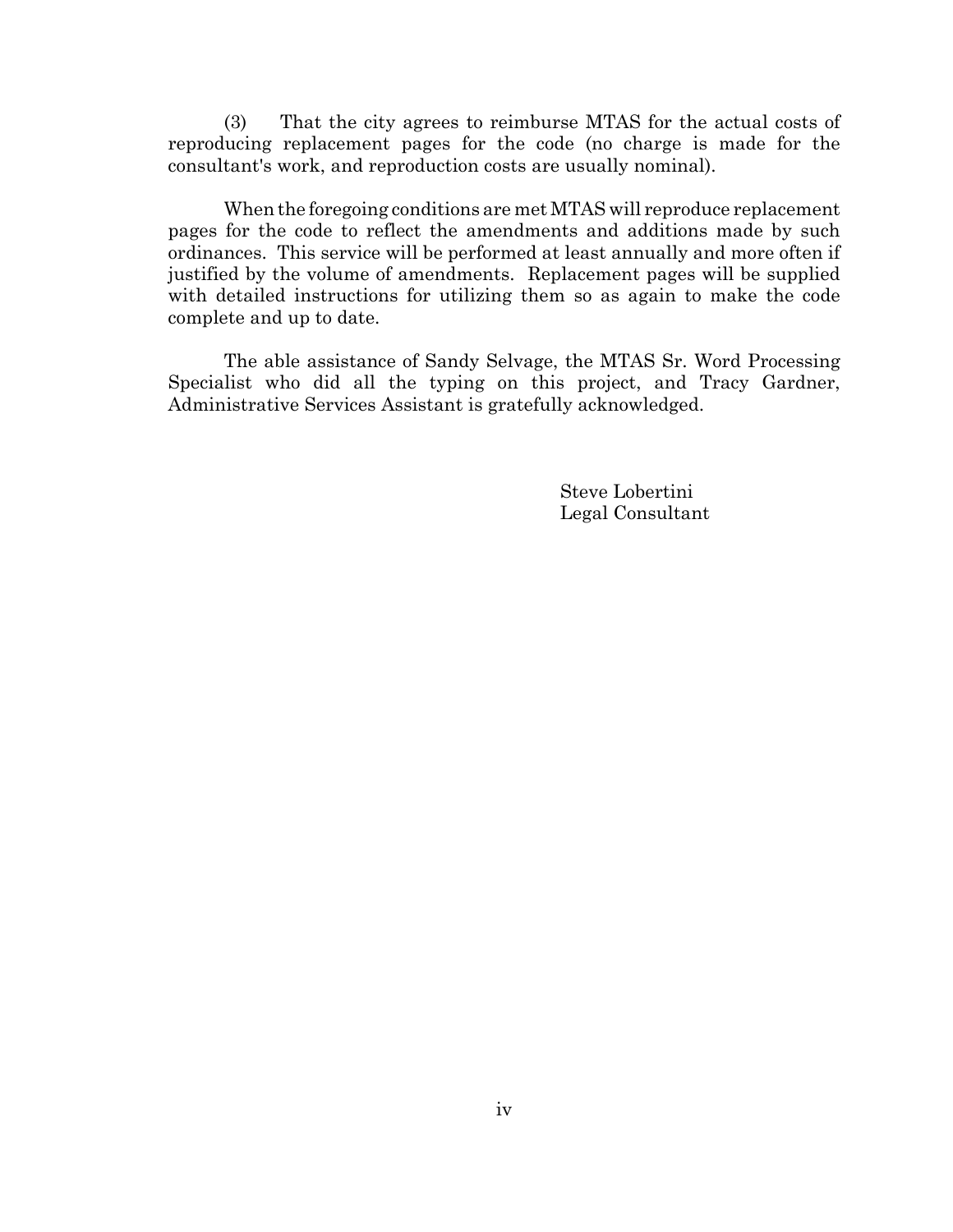(3) That the city agrees to reimburse MTAS for the actual costs of reproducing replacement pages for the code (no charge is made for the consultant's work, and reproduction costs are usually nominal).

When the foregoing conditions are met MTAS will reproduce replacement pages for the code to reflect the amendments and additions made by such ordinances. This service will be performed at least annually and more often if justified by the volume of amendments. Replacement pages will be supplied with detailed instructions for utilizing them so as again to make the code complete and up to date.

The able assistance of Sandy Selvage, the MTAS Sr. Word Processing Specialist who did all the typing on this project, and Tracy Gardner, Administrative Services Assistant is gratefully acknowledged.

Steve Lobertini
Legal Consultant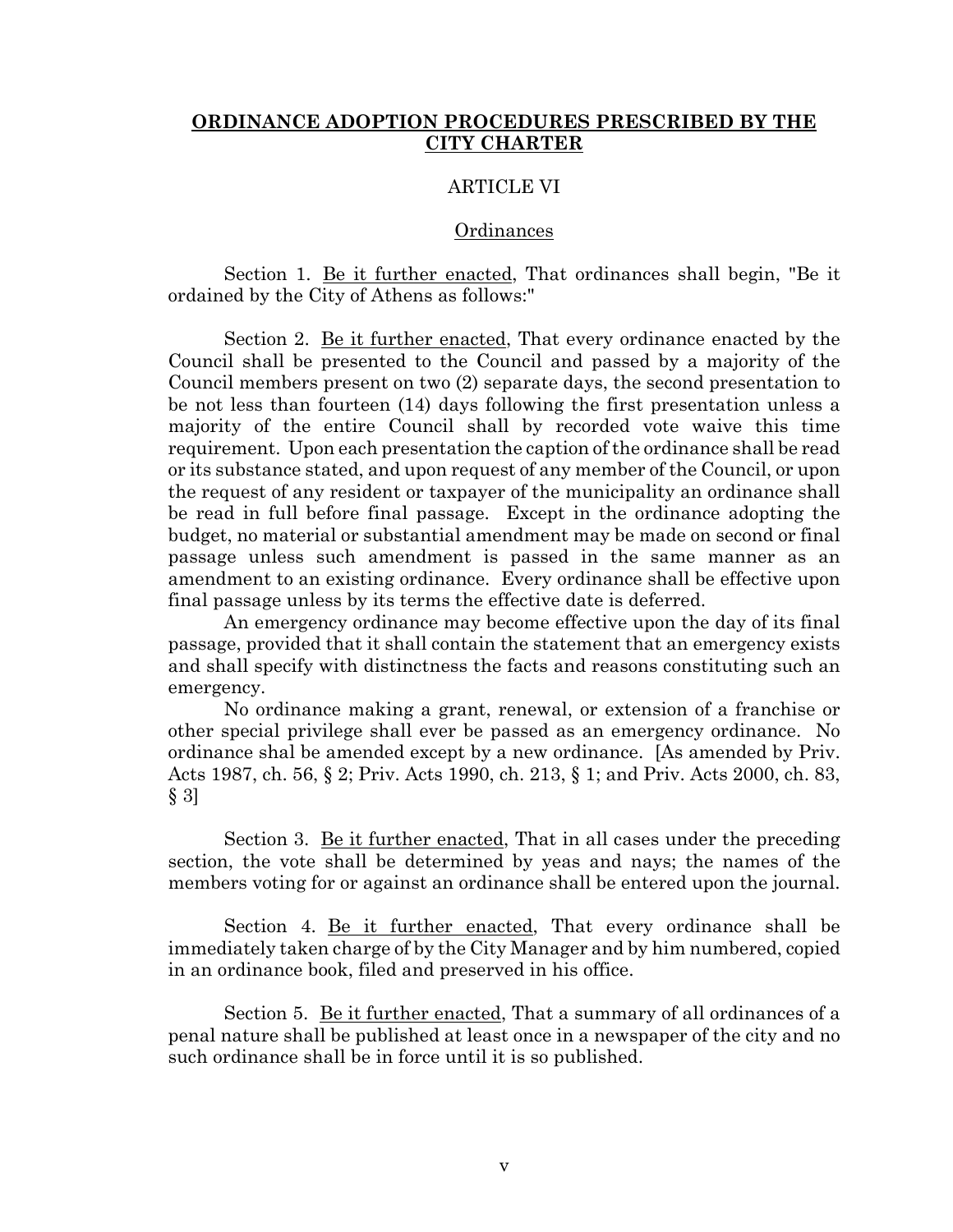# **ORDINANCE ADOPTION PROCEDURES PRESCRIBED BY THE CITY CHARTER**

ARTICLE VI

Ordinances

Section 1. Be it further enacted, That ordinances shall begin, "Be it ordained by the City of Athens as follows:"

Section 2. Be it further enacted, That every ordinance enacted by the Council shall be presented to the Council and passed by a majority of the Council members present on two (2) separate days, the second presentation to be not less than fourteen (14) days following the first presentation unless a majority of the entire Council shall by recorded vote waive this time requirement. Upon each presentation the caption of the ordinance shall be read or its substance stated, and upon request of any member of the Council, or upon the request of any resident or taxpayer of the municipality an ordinance shall be read in full before final passage. Except in the ordinance adopting the budget, no material or substantial amendment may be made on second or final passage unless such amendment is passed in the same manner as an amendment to an existing ordinance. Every ordinance shall be effective upon final passage unless by its terms the effective date is deferred.

An emergency ordinance may become effective upon the day of its final passage, provided that it shall contain the statement that an emergency exists and shall specify with distinctness the facts and reasons constituting such an emergency.

No ordinance making a grant, renewal, or extension of a franchise or other special privilege shall ever be passed as an emergency ordinance. No ordinance shal be amended except by a new ordinance. [As amended by Priv. Acts 1987, ch. 56, § 2; Priv. Acts 1990, ch. 213, § 1; and Priv. Acts 2000, ch. 83, § 3]

Section 3. Be it further enacted, That in all cases under the preceding section, the vote shall be determined by yeas and nays; the names of the members voting for or against an ordinance shall be entered upon the journal.

Section 4. Be it further enacted, That every ordinance shall be immediately taken charge of by the City Manager and by him numbered, copied in an ordinance book, filed and preserved in his office.

Section 5. Be it further enacted, That a summary of all ordinances of a penal nature shall be published at least once in a newspaper of the city and no such ordinance shall be in force until it is so published.